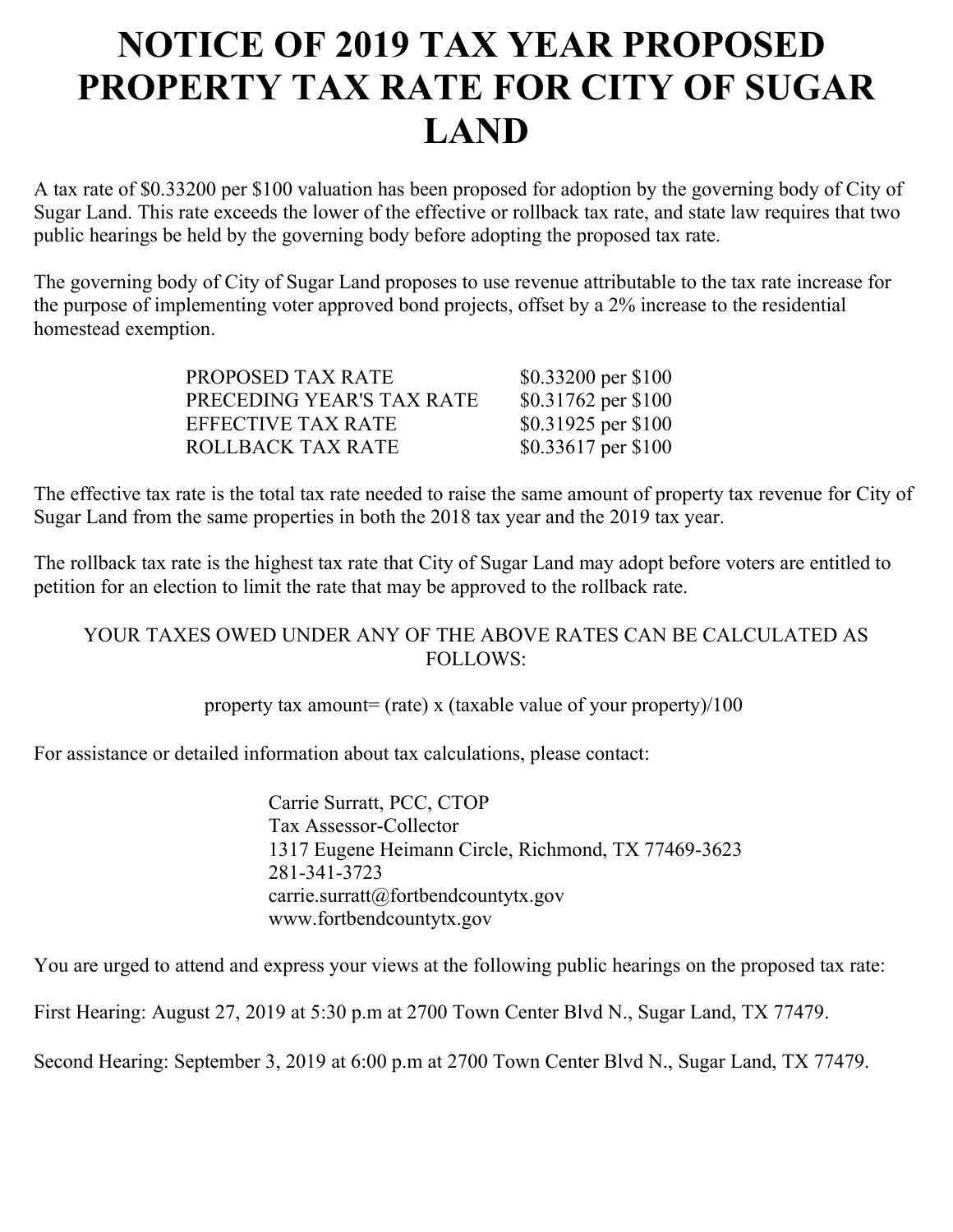# NOTICE OF 2019 TAX YEAR PROPOSED PROPERTY TAX RATE FOR CITY OF SUGAR LAND

A tax rate of $0.33200 per $100 valuation has been proposed for adoption by the governing body of City of Sugar Land. This rate exceeds the lower of the effective or rollback tax rate, and state law requires that two public hearings be held by the governing body before adopting the proposed tax rate.

The governing body of City of Sugar Land proposes to use revenue attributable to the tax rate increase for the purpose of implementing voter approved bond projects, offset by a 2% increase to the residential homestead exemption.

| | |
|---|---|
| PROPOSED TAX RATE | $0.33200 per $100 |
| PRECEDING YEAR'S TAX RATE | $0.31762 per $100 |
| EFFECTIVE TAX RATE | $0.31925 per $100 |
| ROLLBACK TAX RATE | $0.33617 per $100 |

The effective tax rate is the total tax rate needed to raise the same amount of property tax revenue for City of Sugar Land from the same properties in both the 2018 tax year and the 2019 tax year.

The rollback tax rate is the highest tax rate that City of Sugar Land may adopt before voters are entitled to petition for an election to limit the rate that may be approved to the rollback rate.

YOUR TAXES OWED UNDER ANY OF THE ABOVE RATES CAN BE CALCULATED AS FOLLOWS:

property tax amount= (rate) x (taxable value of your property)/100

For assistance or detailed information about tax calculations, please contact:

Carrie Surratt, PCC, CTOP
Tax Assessor-Collector
1317 Eugene Heimann Circle, Richmond, TX 77469-3623
281-341-3723
carrie.surratt@fortbendcountytx.gov
www.fortbendcountytx.gov

You are urged to attend and express your views at the following public hearings on the proposed tax rate:

First Hearing: August 27, 2019 at 5:30 p.m at 2700 Town Center Blvd N., Sugar Land, TX 77479.

Second Hearing: September 3, 2019 at 6:00 p.m at 2700 Town Center Blvd N., Sugar Land, TX 77479.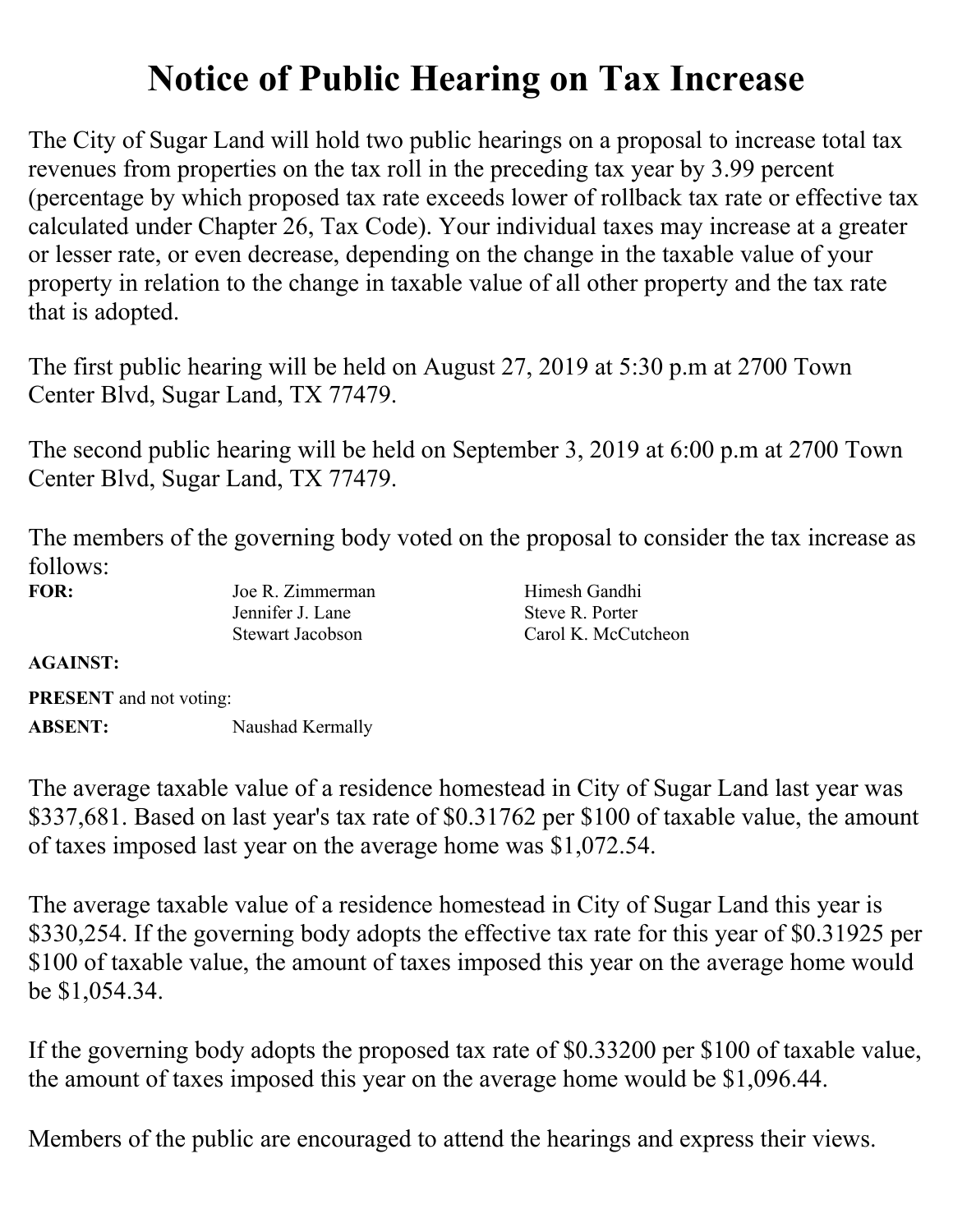# Notice of Public Hearing on Tax Increase

The City of Sugar Land will hold two public hearings on a proposal to increase total tax revenues from properties on the tax roll in the preceding tax year by 3.99 percent (percentage by which proposed tax rate exceeds lower of rollback tax rate or effective tax calculated under Chapter 26, Tax Code). Your individual taxes may increase at a greater or lesser rate, or even decrease, depending on the change in the taxable value of your property in relation to the change in taxable value of all other property and the tax rate that is adopted.

The first public hearing will be held on August 27, 2019 at 5:30 p.m at 2700 Town Center Blvd, Sugar Land, TX 77479.

The second public hearing will be held on September 3, 2019 at 6:00 p.m at 2700 Town Center Blvd, Sugar Land, TX 77479.

The members of the governing body voted on the proposal to consider the tax increase as follows:

| | | |
|---|---|---|
| **FOR:** | Joe R. Zimmerman | Himesh Gandhi |
| | Jennifer J. Lane | Steve R. Porter |
| | Stewart Jacobson | Carol K. McCutcheon |
| **AGAINST:** | | |
| **PRESENT** and not voting: | | |
| **ABSENT:** | Naushad Kermally | |

The average taxable value of a residence homestead in City of Sugar Land last year was $337,681. Based on last year's tax rate of $0.31762 per $100 of taxable value, the amount of taxes imposed last year on the average home was $1,072.54.

The average taxable value of a residence homestead in City of Sugar Land this year is $330,254. If the governing body adopts the effective tax rate for this year of $0.31925 per $100 of taxable value, the amount of taxes imposed this year on the average home would be $1,054.34.

If the governing body adopts the proposed tax rate of $0.33200 per $100 of taxable value, the amount of taxes imposed this year on the average home would be $1,096.44.

Members of the public are encouraged to attend the hearings and express their views.